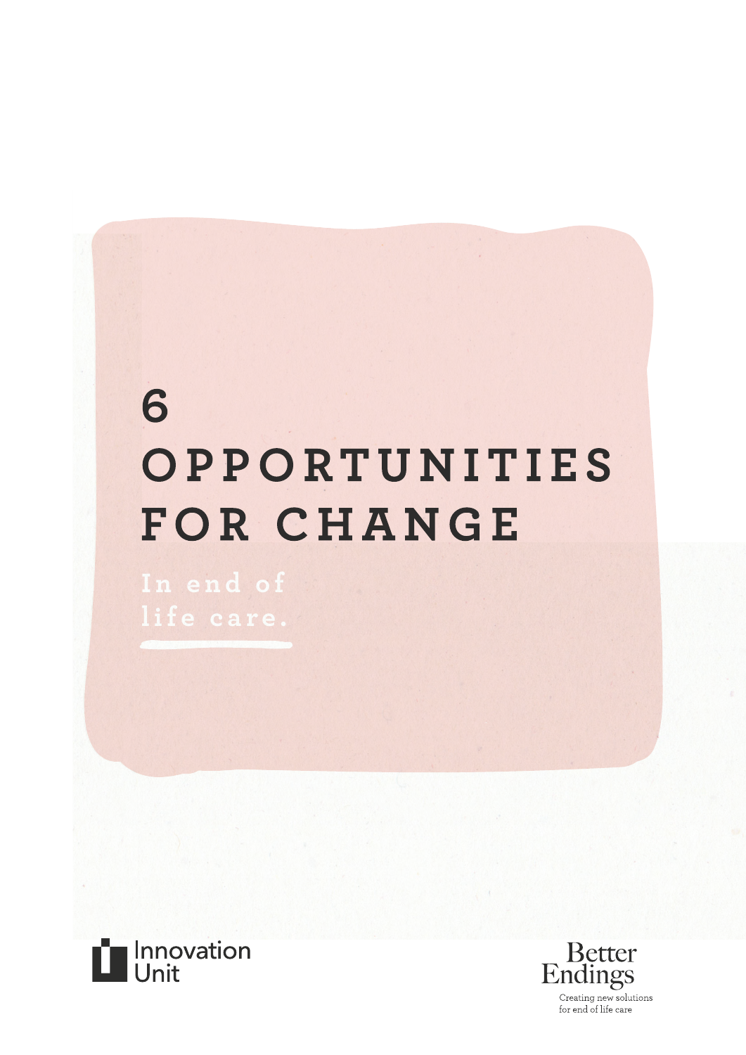# 6 OPPORTUNITIES FOR CHANGE

In end of life care.

Innovation Unit

Better Endings

Creating new solutions for end of life care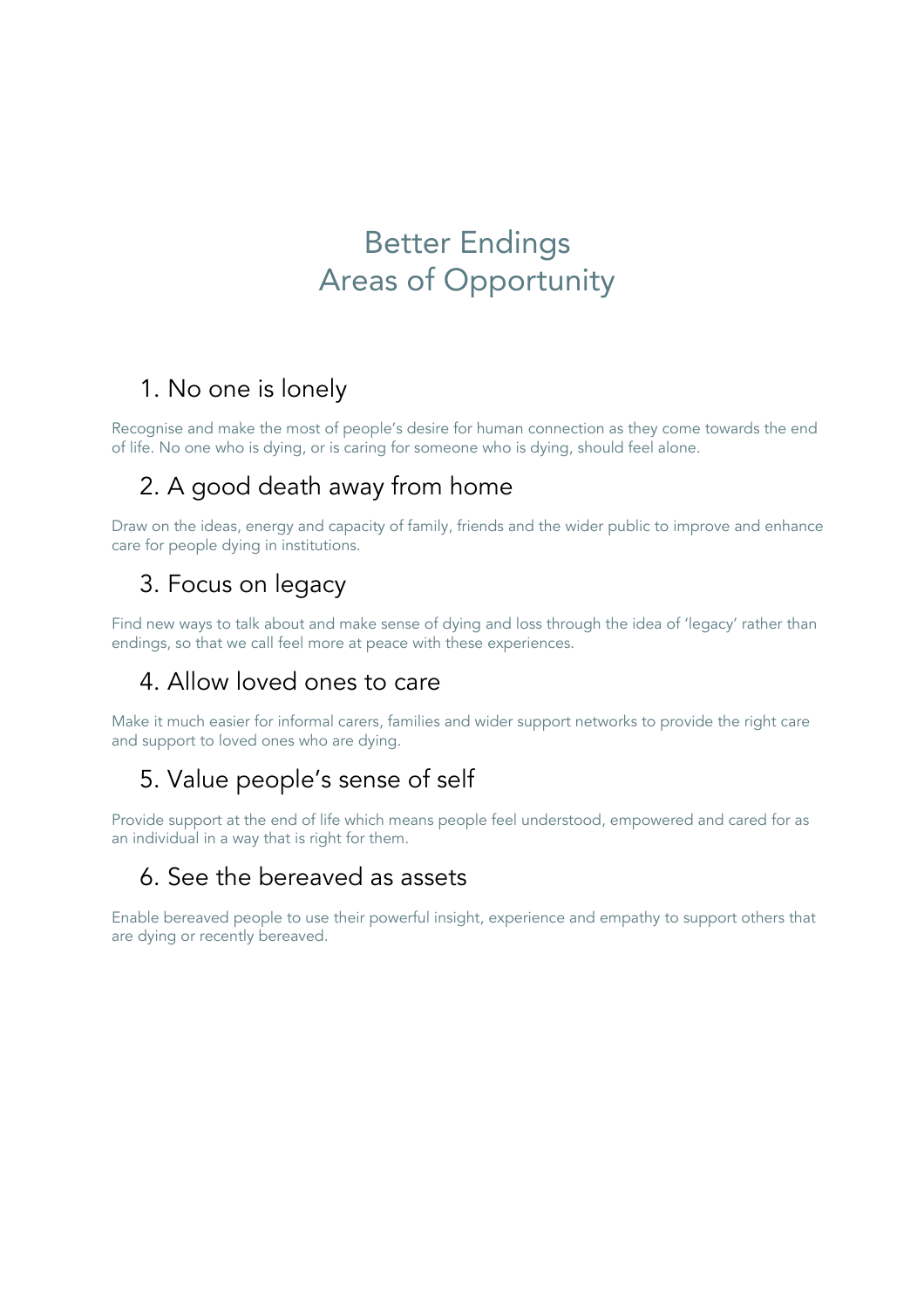# Better Endings
# Areas of Opportunity

## 1. No one is lonely

Recognise and make the most of people's desire for human connection as they come towards the end of life. No one who is dying, or is caring for someone who is dying, should feel alone.

## 2. A good death away from home

Draw on the ideas, energy and capacity of family, friends and the wider public to improve and enhance care for people dying in institutions.

## 3. Focus on legacy

Find new ways to talk about and make sense of dying and loss through the idea of 'legacy' rather than endings, so that we call feel more at peace with these experiences.

## 4. Allow loved ones to care

Make it much easier for informal carers, families and wider support networks to provide the right care and support to loved ones who are dying.

## 5. Value people's sense of self

Provide support at the end of life which means people feel understood, empowered and cared for as an individual in a way that is right for them.

## 6. See the bereaved as assets

Enable bereaved people to use their powerful insight, experience and empathy to support others that are dying or recently bereaved.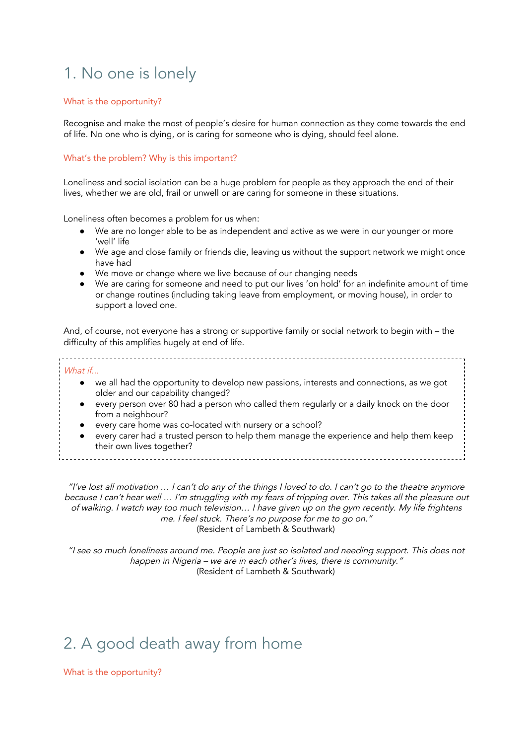# 1. No one is lonely

### What is the opportunity?

Recognise and make the most of people's desire for human connection as they come towards the end of life. No one who is dying, or is caring for someone who is dying, should feel alone.

### What's the problem? Why is this important?

Loneliness and social isolation can be a huge problem for people as they approach the end of their lives, whether we are old, frail or unwell or are caring for someone in these situations.

Loneliness often becomes a problem for us when:

- We are no longer able to be as independent and active as we were in our younger or more 'well' life
- We age and close family or friends die, leaving us without the support network we might once have had
- We move or change where we live because of our changing needs
- We are caring for someone and need to put our lives 'on hold' for an indefinite amount of time or change routines (including taking leave from employment, or moving house), in order to support a loved one.

And, of course, not everyone has a strong or supportive family or social network to begin with – the difficulty of this amplifies hugely at end of life.

*What if…*

- we all had the opportunity to develop new passions, interests and connections, as we got older and our capability changed?
- every person over 80 had a person who called them regularly or a daily knock on the door from a neighbour?
- every care home was co-located with nursery or a school?
- every carer had a trusted person to help them manage the experience and help them keep their own lives together?

*"I've lost all motivation … I can't do any of the things I loved to do. I can't go to the theatre anymore because I can't hear well … I'm struggling with my fears of tripping over. This takes all the pleasure out of walking. I watch way too much television… I have given up on the gym recently. My life frightens me. I feel stuck. There's no purpose for me to go on."*
(Resident of Lambeth & Southwark)

*"I see so much loneliness around me. People are just so isolated and needing support. This does not happen in Nigeria – we are in each other's lives, there is community."*
(Resident of Lambeth & Southwark)

# 2. A good death away from home

### What is the opportunity?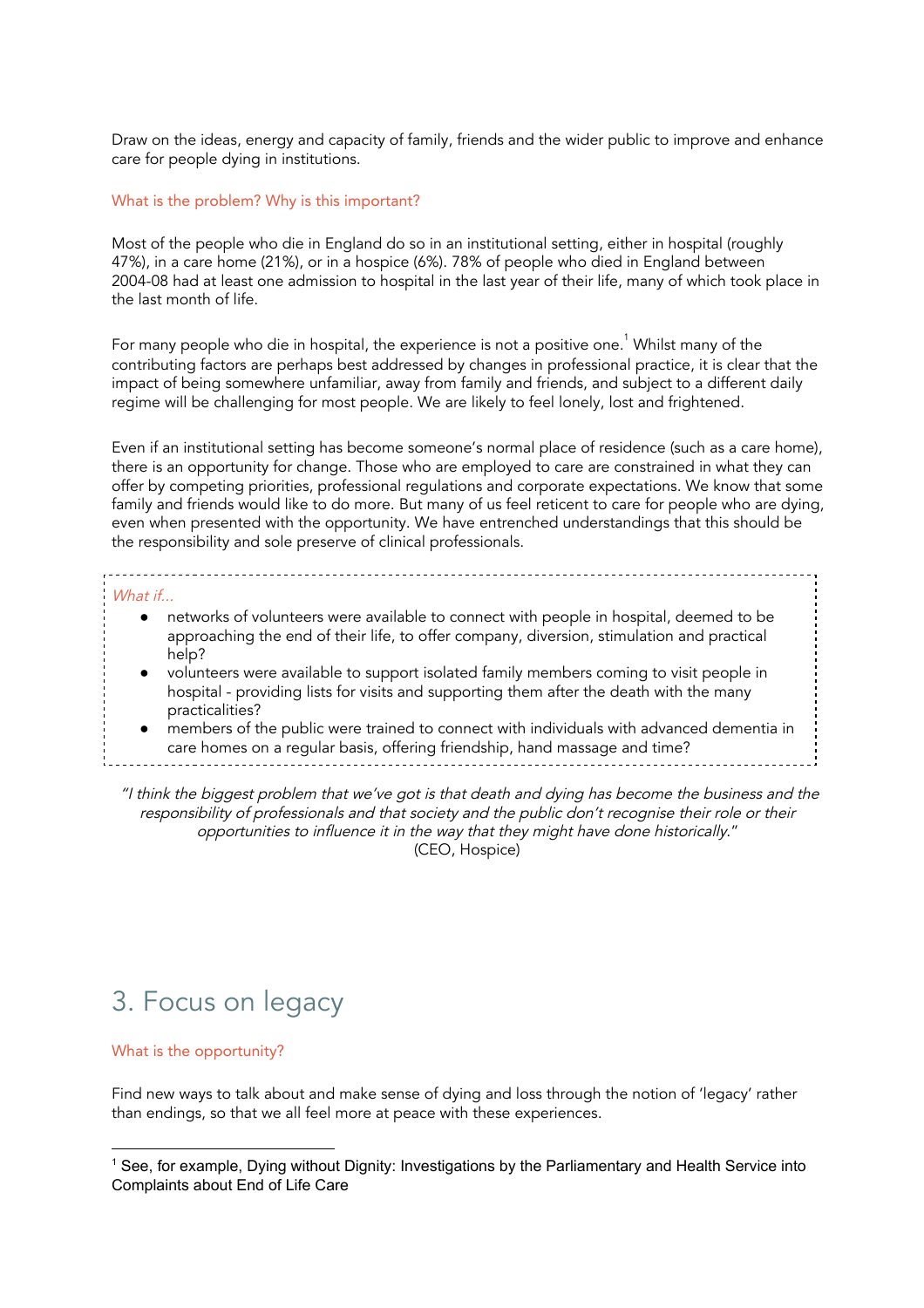Draw on the ideas, energy and capacity of family, friends and the wider public to improve and enhance care for people dying in institutions.

### What is the problem? Why is this important?

Most of the people who die in England do so in an institutional setting, either in hospital (roughly 47%), in a care home (21%), or in a hospice (6%). 78% of people who died in England between 2004-08 had at least one admission to hospital in the last year of their life, many of which took place in the last month of life.

For many people who die in hospital, the experience is not a positive one.[1] Whilst many of the contributing factors are perhaps best addressed by changes in professional practice, it is clear that the impact of being somewhere unfamiliar, away from family and friends, and subject to a different daily regime will be challenging for most people. We are likely to feel lonely, lost and frightened.

Even if an institutional setting has become someone's normal place of residence (such as a care home), there is an opportunity for change. Those who are employed to care are constrained in what they can offer by competing priorities, professional regulations and corporate expectations. We know that some family and friends would like to do more. But many of us feel reticent to care for people who are dying, even when presented with the opportunity. We have entrenched understandings that this should be the responsibility and sole preserve of clinical professionals.

*What if...*

- networks of volunteers were available to connect with people in hospital, deemed to be approaching the end of their life, to offer company, diversion, stimulation and practical help?
- volunteers were available to support isolated family members coming to visit people in hospital - providing lists for visits and supporting them after the death with the many practicalities?
- members of the public were trained to connect with individuals with advanced dementia in care homes on a regular basis, offering friendship, hand massage and time?

> *"I think the biggest problem that we've got is that death and dying has become the business and the responsibility of professionals and that society and the public don't recognise their role or their opportunities to influence it in the way that they might have done historically."*
> (CEO, Hospice)

## 3. Focus on legacy

### What is the opportunity?

Find new ways to talk about and make sense of dying and loss through the notion of 'legacy' rather than endings, so that we all feel more at peace with these experiences.

---

[1] See, for example, Dying without Dignity: Investigations by the Parliamentary and Health Service into Complaints about End of Life Care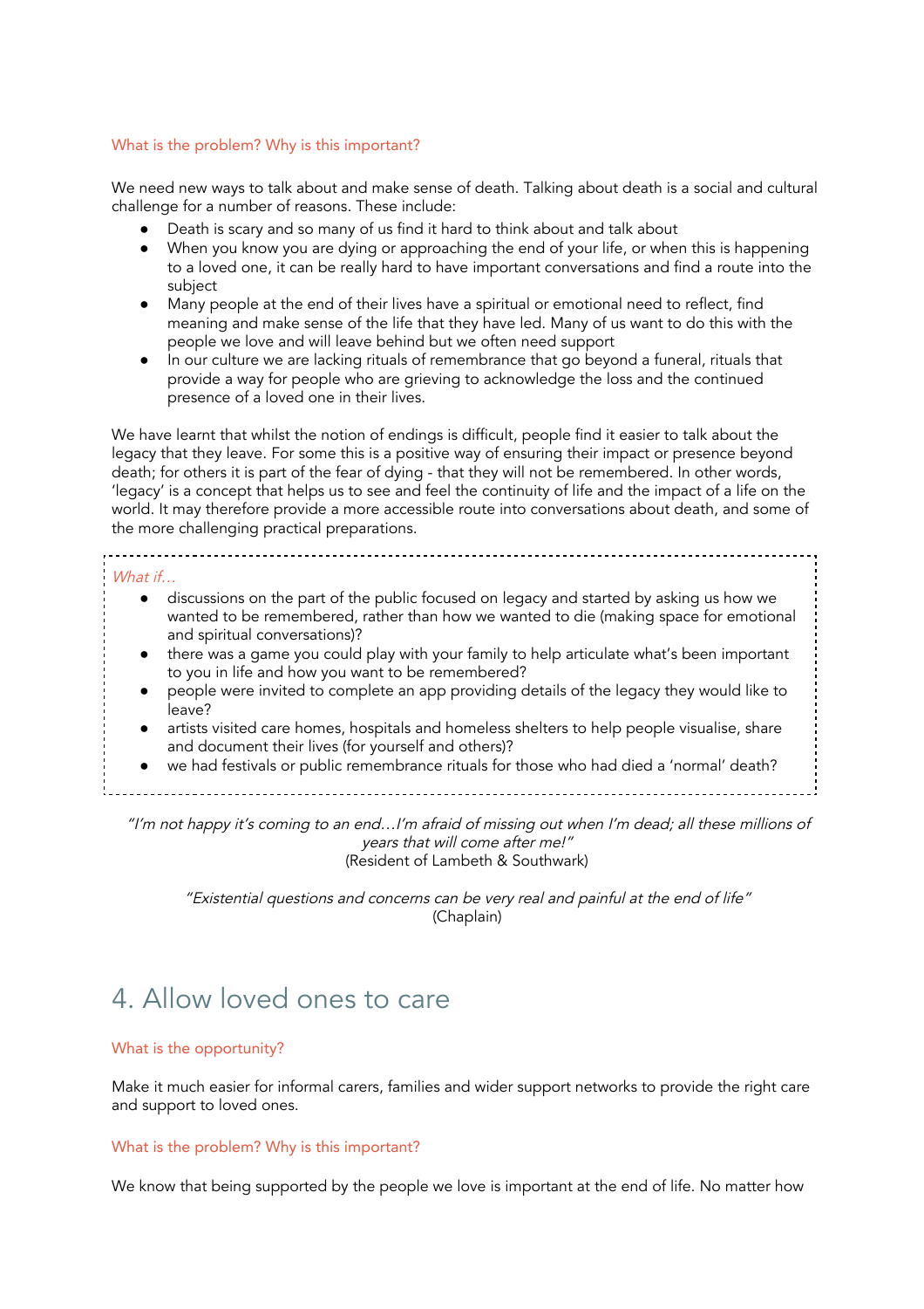### What is the problem? Why is this important?

We need new ways to talk about and make sense of death. Talking about death is a social and cultural challenge for a number of reasons. These include:

- Death is scary and so many of us find it hard to think about and talk about
- When you know you are dying or approaching the end of your life, or when this is happening to a loved one, it can be really hard to have important conversations and find a route into the subject
- Many people at the end of their lives have a spiritual or emotional need to reflect, find meaning and make sense of the life that they have led. Many of us want to do this with the people we love and will leave behind but we often need support
- In our culture we are lacking rituals of remembrance that go beyond a funeral, rituals that provide a way for people who are grieving to acknowledge the loss and the continued presence of a loved one in their lives.

We have learnt that whilst the notion of endings is difficult, people find it easier to talk about the legacy that they leave. For some this is a positive way of ensuring their impact or presence beyond death; for others it is part of the fear of dying - that they will not be remembered. In other words, 'legacy' is a concept that helps us to see and feel the continuity of life and the impact of a life on the world. It may therefore provide a more accessible route into conversations about death, and some of the more challenging practical preparations.

*What if…*

- discussions on the part of the public focused on legacy and started by asking us how we wanted to be remembered, rather than how we wanted to die (making space for emotional and spiritual conversations)?
- there was a game you could play with your family to help articulate what's been important to you in life and how you want to be remembered?
- people were invited to complete an app providing details of the legacy they would like to leave?
- artists visited care homes, hospitals and homeless shelters to help people visualise, share and document their lives (for yourself and others)?
- we had festivals or public remembrance rituals for those who had died a 'normal' death?

*"I'm not happy it's coming to an end…I'm afraid of missing out when I'm dead; all these millions of years that will come after me!"*
(Resident of Lambeth & Southwark)

*"Existential questions and concerns can be very real and painful at the end of life"*
(Chaplain)

## 4. Allow loved ones to care

### What is the opportunity?

Make it much easier for informal carers, families and wider support networks to provide the right care and support to loved ones.

### What is the problem? Why is this important?

We know that being supported by the people we love is important at the end of life. No matter how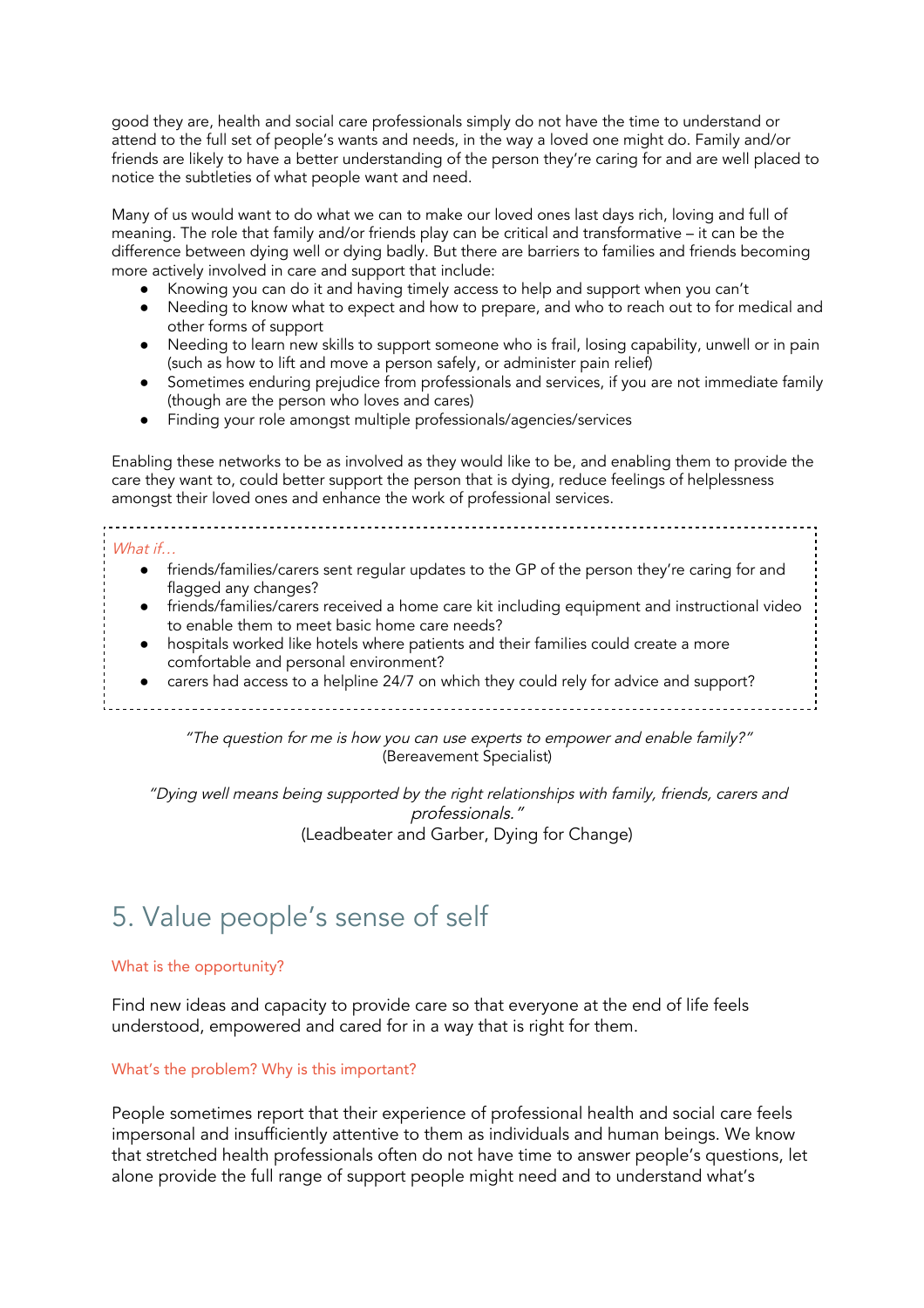good they are, health and social care professionals simply do not have the time to understand or attend to the full set of people's wants and needs, in the way a loved one might do. Family and/or friends are likely to have a better understanding of the person they're caring for and are well placed to notice the subtleties of what people want and need.

Many of us would want to do what we can to make our loved ones last days rich, loving and full of meaning. The role that family and/or friends play can be critical and transformative – it can be the difference between dying well or dying badly. But there are barriers to families and friends becoming more actively involved in care and support that include:

- Knowing you can do it and having timely access to help and support when you can't
- Needing to know what to expect and how to prepare, and who to reach out to for medical and other forms of support
- Needing to learn new skills to support someone who is frail, losing capability, unwell or in pain (such as how to lift and move a person safely, or administer pain relief)
- Sometimes enduring prejudice from professionals and services, if you are not immediate family (though are the person who loves and cares)
- Finding your role amongst multiple professionals/agencies/services

Enabling these networks to be as involved as they would like to be, and enabling them to provide the care they want to, could better support the person that is dying, reduce feelings of helplessness amongst their loved ones and enhance the work of professional services.

*What if…*

- friends/families/carers sent regular updates to the GP of the person they're caring for and flagged any changes?
- friends/families/carers received a home care kit including equipment and instructional video to enable them to meet basic home care needs?
- hospitals worked like hotels where patients and their families could create a more comfortable and personal environment?
- carers had access to a helpline 24/7 on which they could rely for advice and support?

*"The question for me is how you can use experts to empower and enable family?"*
(Bereavement Specialist)

*"Dying well means being supported by the right relationships with family, friends, carers and professionals."*
(Leadbeater and Garber, Dying for Change)

## 5. Value people's sense of self

#### What is the opportunity?

Find new ideas and capacity to provide care so that everyone at the end of life feels understood, empowered and cared for in a way that is right for them.

#### What's the problem? Why is this important?

People sometimes report that their experience of professional health and social care feels impersonal and insufficiently attentive to them as individuals and human beings. We know that stretched health professionals often do not have time to answer people's questions, let alone provide the full range of support people might need and to understand what's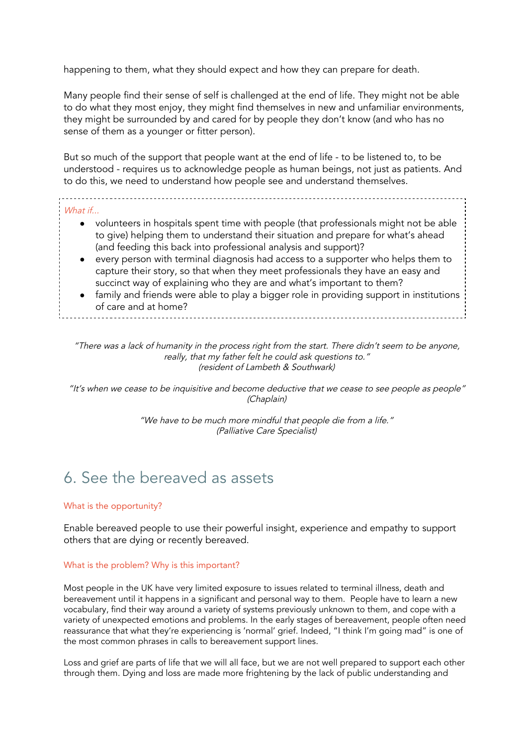happening to them, what they should expect and how they can prepare for death.

Many people find their sense of self is challenged at the end of life. They might not be able to do what they most enjoy, they might find themselves in new and unfamiliar environments, they might be surrounded by and cared for by people they don't know (and who has no sense of them as a younger or fitter person).

But so much of the support that people want at the end of life - to be listened to, to be understood - requires us to acknowledge people as human beings, not just as patients. And to do this, we need to understand how people see and understand themselves.

*What if...*

- volunteers in hospitals spent time with people (that professionals might not be able to give) helping them to understand their situation and prepare for what's ahead (and feeding this back into professional analysis and support)?
- every person with terminal diagnosis had access to a supporter who helps them to capture their story, so that when they meet professionals they have an easy and succinct way of explaining who they are and what's important to them?
- family and friends were able to play a bigger role in providing support in institutions of care and at home?

*"There was a lack of humanity in the process right from the start. There didn't seem to be anyone, really, that my father felt he could ask questions to."*
*(resident of Lambeth & Southwark)*

*"It's when we cease to be inquisitive and become deductive that we cease to see people as people"*
*(Chaplain)*

*"We have to be much more mindful that people die from a life."*
*(Palliative Care Specialist)*

## 6. See the bereaved as assets

### What is the opportunity?

Enable bereaved people to use their powerful insight, experience and empathy to support others that are dying or recently bereaved.

### What is the problem? Why is this important?

Most people in the UK have very limited exposure to issues related to terminal illness, death and bereavement until it happens in a significant and personal way to them. People have to learn a new vocabulary, find their way around a variety of systems previously unknown to them, and cope with a variety of unexpected emotions and problems. In the early stages of bereavement, people often need reassurance that what they're experiencing is 'normal' grief. Indeed, "I think I'm going mad" is one of the most common phrases in calls to bereavement support lines.

Loss and grief are parts of life that we will all face, but we are not well prepared to support each other through them. Dying and loss are made more frightening by the lack of public understanding and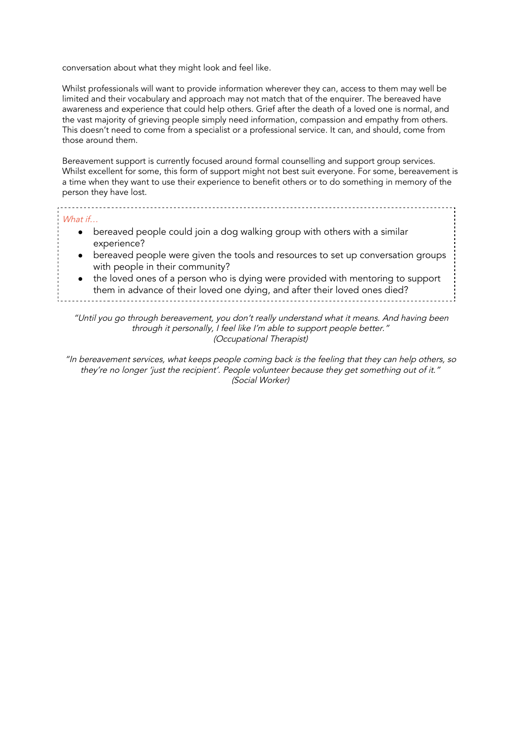conversation about what they might look and feel like.

Whilst professionals will want to provide information wherever they can, access to them may well be limited and their vocabulary and approach may not match that of the enquirer. The bereaved have awareness and experience that could help others. Grief after the death of a loved one is normal, and the vast majority of grieving people simply need information, compassion and empathy from others. This doesn't need to come from a specialist or a professional service. It can, and should, come from those around them.

Bereavement support is currently focused around formal counselling and support group services. Whilst excellent for some, this form of support might not best suit everyone. For some, bereavement is a time when they want to use their experience to benefit others or to do something in memory of the person they have lost.

*What if…*

- bereaved people could join a dog walking group with others with a similar experience?
- bereaved people were given the tools and resources to set up conversation groups with people in their community?
- the loved ones of a person who is dying were provided with mentoring to support them in advance of their loved one dying, and after their loved ones died?

*"Until you go through bereavement, you don't really understand what it means. And having been through it personally, I feel like I'm able to support people better."*
*(Occupational Therapist)*

*"In bereavement services, what keeps people coming back is the feeling that they can help others, so they're no longer 'just the recipient'. People volunteer because they get something out of it."*
*(Social Worker)*